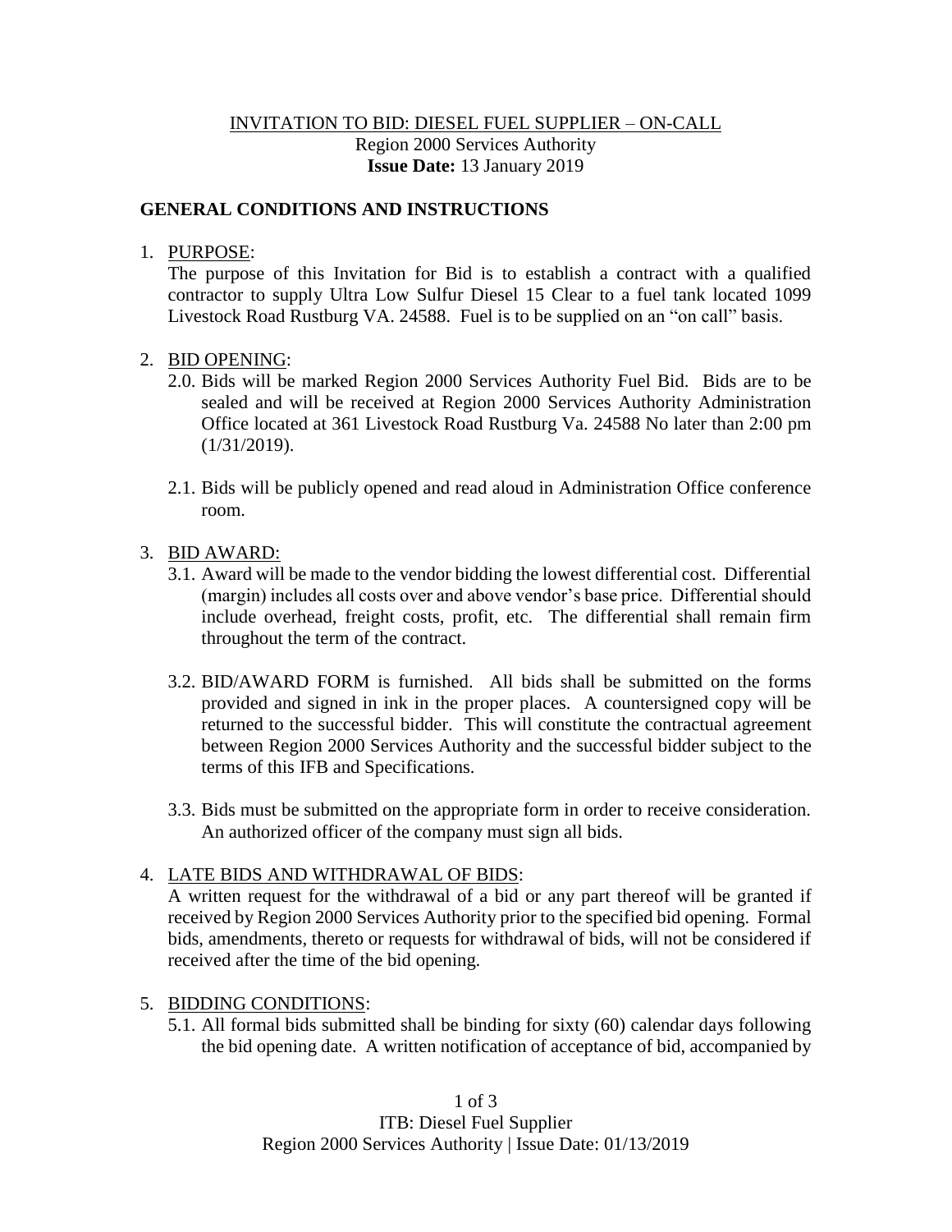<u>INVITATION TO BID: DIESEL FUEL SUPPLIER – ON-CALL</u>

Region 2000 Services Authority

**Issue Date:** 13 January 2019

## GENERAL CONDITIONS AND INSTRUCTIONS

1. <u>PURPOSE</u>:

   The purpose of this Invitation for Bid is to establish a contract with a qualified contractor to supply Ultra Low Sulfur Diesel 15 Clear to a fuel tank located 1099 Livestock Road Rustburg VA. 24588. Fuel is to be supplied on an "on call" basis.

2. <u>BID OPENING</u>:

   2.0. Bids will be marked Region 2000 Services Authority Fuel Bid. Bids are to be sealed and will be received at Region 2000 Services Authority Administration Office located at 361 Livestock Road Rustburg Va. 24588 No later than 2:00 pm (1/31/2019).

   2.1. Bids will be publicly opened and read aloud in Administration Office conference room.

3. <u>BID AWARD:</u>

   3.1. Award will be made to the vendor bidding the lowest differential cost. Differential (margin) includes all costs over and above vendor's base price. Differential should include overhead, freight costs, profit, etc. The differential shall remain firm throughout the term of the contract.

   3.2. BID/AWARD FORM is furnished. All bids shall be submitted on the forms provided and signed in ink in the proper places. A countersigned copy will be returned to the successful bidder. This will constitute the contractual agreement between Region 2000 Services Authority and the successful bidder subject to the terms of this IFB and Specifications.

   3.3. Bids must be submitted on the appropriate form in order to receive consideration. An authorized officer of the company must sign all bids.

4. <u>LATE BIDS AND WITHDRAWAL OF BIDS</u>:

   A written request for the withdrawal of a bid or any part thereof will be granted if received by Region 2000 Services Authority prior to the specified bid opening. Formal bids, amendments, thereto or requests for withdrawal of bids, will not be considered if received after the time of the bid opening.

5. <u>BIDDING CONDITIONS</u>:

   5.1. All formal bids submitted shall be binding for sixty (60) calendar days following the bid opening date. A written notification of acceptance of bid, accompanied by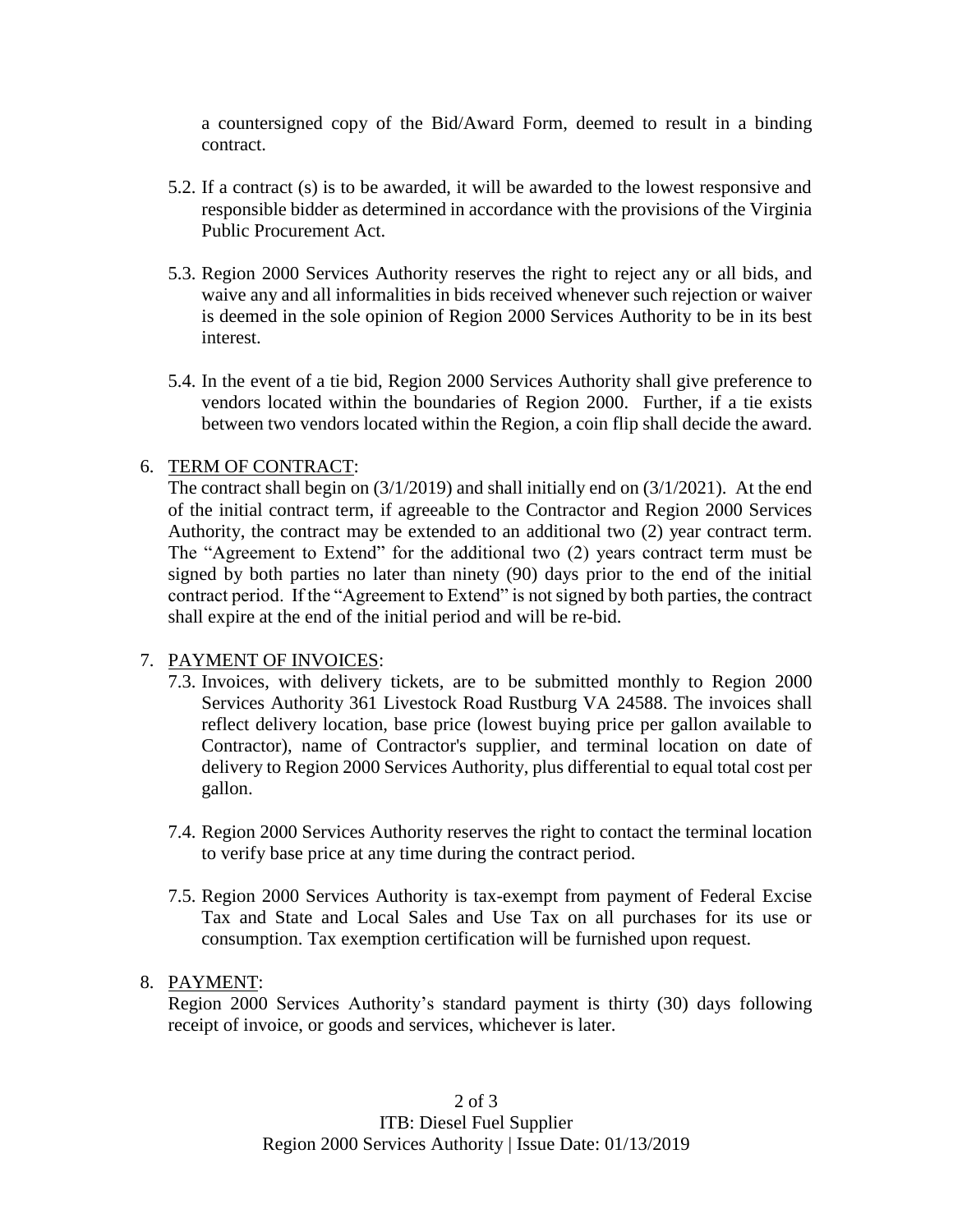a countersigned copy of the Bid/Award Form, deemed to result in a binding contract.

5.2. If a contract (s) is to be awarded, it will be awarded to the lowest responsive and responsible bidder as determined in accordance with the provisions of the Virginia Public Procurement Act.

5.3. Region 2000 Services Authority reserves the right to reject any or all bids, and waive any and all informalities in bids received whenever such rejection or waiver is deemed in the sole opinion of Region 2000 Services Authority to be in its best interest.

5.4. In the event of a tie bid, Region 2000 Services Authority shall give preference to vendors located within the boundaries of Region 2000. Further, if a tie exists between two vendors located within the Region, a coin flip shall decide the award.

6. TERM OF CONTRACT:
The contract shall begin on (3/1/2019) and shall initially end on (3/1/2021). At the end of the initial contract term, if agreeable to the Contractor and Region 2000 Services Authority, the contract may be extended to an additional two (2) year contract term. The "Agreement to Extend" for the additional two (2) years contract term must be signed by both parties no later than ninety (90) days prior to the end of the initial contract period. If the "Agreement to Extend" is not signed by both parties, the contract shall expire at the end of the initial period and will be re-bid.

7. PAYMENT OF INVOICES:

7.3. Invoices, with delivery tickets, are to be submitted monthly to Region 2000 Services Authority 361 Livestock Road Rustburg VA 24588. The invoices shall reflect delivery location, base price (lowest buying price per gallon available to Contractor), name of Contractor's supplier, and terminal location on date of delivery to Region 2000 Services Authority, plus differential to equal total cost per gallon.

7.4. Region 2000 Services Authority reserves the right to contact the terminal location to verify base price at any time during the contract period.

7.5. Region 2000 Services Authority is tax-exempt from payment of Federal Excise Tax and State and Local Sales and Use Tax on all purchases for its use or consumption. Tax exemption certification will be furnished upon request.

8. PAYMENT:
Region 2000 Services Authority's standard payment is thirty (30) days following receipt of invoice, or goods and services, whichever is later.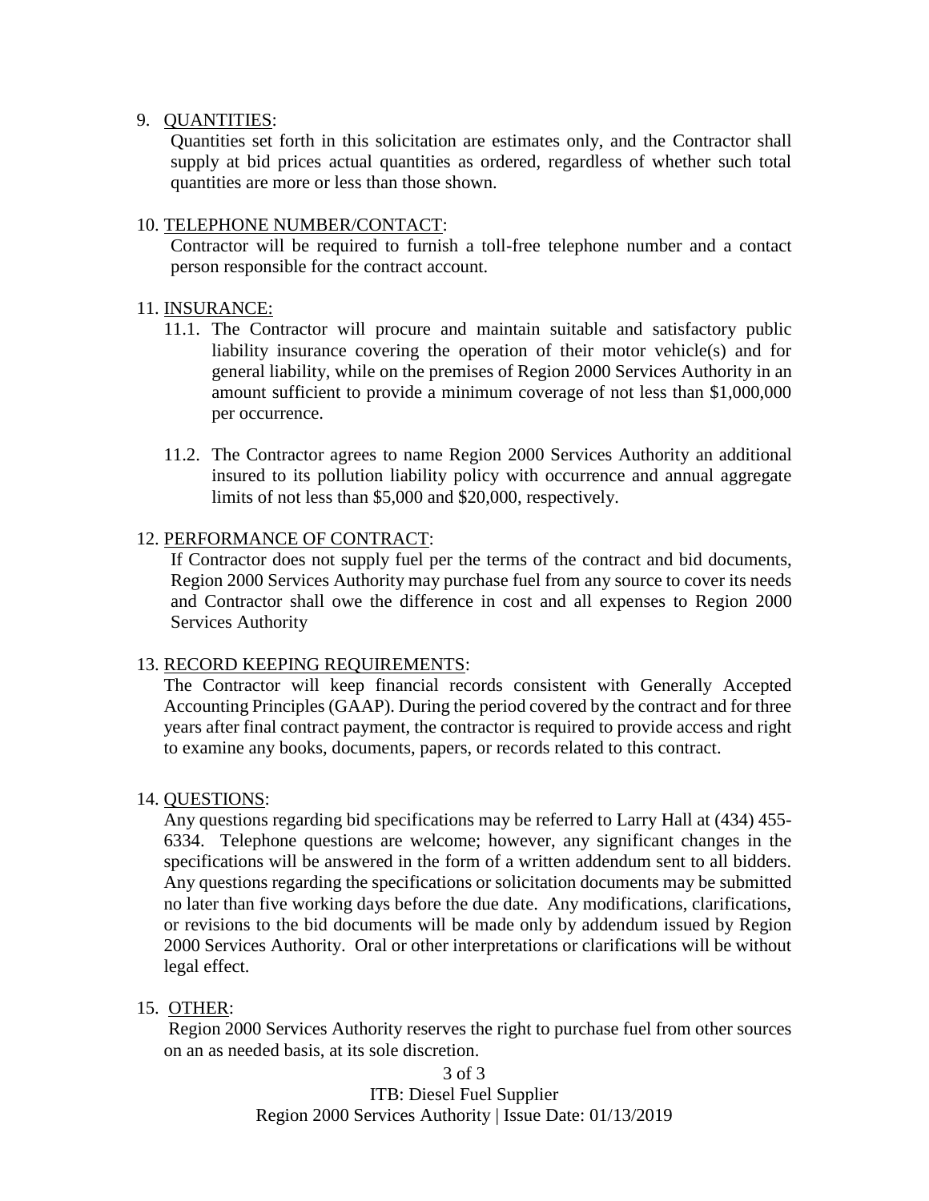9. <u>QUANTITIES</u>:

   Quantities set forth in this solicitation are estimates only, and the Contractor shall supply at bid prices actual quantities as ordered, regardless of whether such total quantities are more or less than those shown.

10. <u>TELEPHONE NUMBER/CONTACT</u>:

    Contractor will be required to furnish a toll-free telephone number and a contact person responsible for the contract account.

11. <u>INSURANCE:</u>

    11.1. The Contractor will procure and maintain suitable and satisfactory public liability insurance covering the operation of their motor vehicle(s) and for general liability, while on the premises of Region 2000 Services Authority in an amount sufficient to provide a minimum coverage of not less than $1,000,000 per occurrence.

    11.2. The Contractor agrees to name Region 2000 Services Authority an additional insured to its pollution liability policy with occurrence and annual aggregate limits of not less than $5,000 and $20,000, respectively.

12. <u>PERFORMANCE OF CONTRACT</u>:

    If Contractor does not supply fuel per the terms of the contract and bid documents, Region 2000 Services Authority may purchase fuel from any source to cover its needs and Contractor shall owe the difference in cost and all expenses to Region 2000 Services Authority

13. <u>RECORD KEEPING REQUIREMENTS</u>:

    The Contractor will keep financial records consistent with Generally Accepted Accounting Principles (GAAP). During the period covered by the contract and for three years after final contract payment, the contractor is required to provide access and right to examine any books, documents, papers, or records related to this contract.

14. <u>QUESTIONS</u>:

    Any questions regarding bid specifications may be referred to Larry Hall at (434) 455-6334. Telephone questions are welcome; however, any significant changes in the specifications will be answered in the form of a written addendum sent to all bidders. Any questions regarding the specifications or solicitation documents may be submitted no later than five working days before the due date. Any modifications, clarifications, or revisions to the bid documents will be made only by addendum issued by Region 2000 Services Authority. Oral or other interpretations or clarifications will be without legal effect.

15. <u>OTHER</u>:

    Region 2000 Services Authority reserves the right to purchase fuel from other sources on an as needed basis, at its sole discretion.